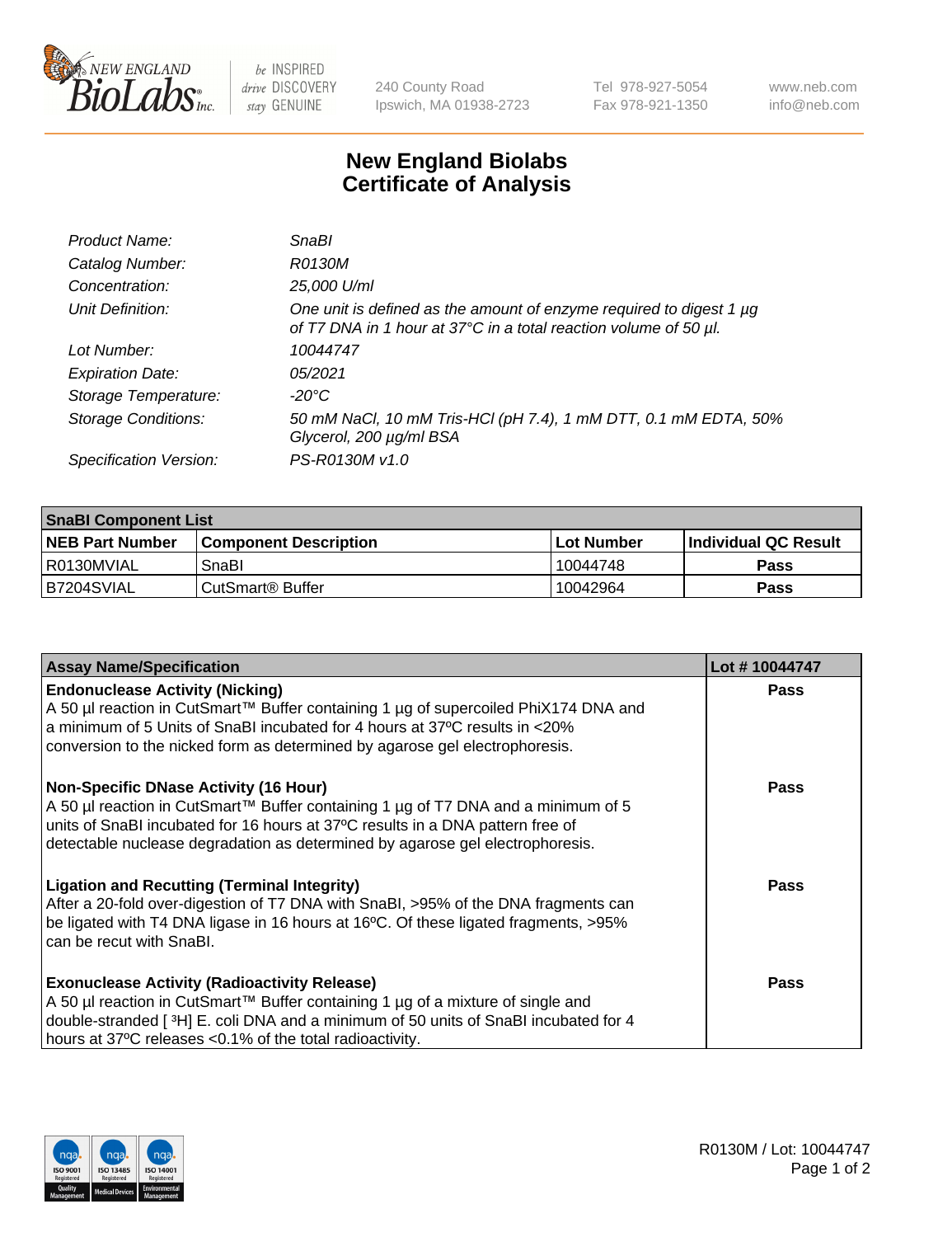New England Biolabs — be INSPIRED drive DISCOVERY stay GENUINE — 240 County Road, Ipswich, MA 01938-2723 — Tel 978-927-5054, Fax 978-921-1350 — www.neb.com, info@neb.com

# New England Biolabs Certificate of Analysis

| | |
|---|---|
| *Product Name:* | *SnaBI* |
| *Catalog Number:* | *R0130M* |
| *Concentration:* | *25,000 U/ml* |
| *Unit Definition:* | *One unit is defined as the amount of enzyme required to digest 1 µg of T7 DNA in 1 hour at 37°C in a total reaction volume of 50 µl.* |
| *Lot Number:* | *10044747* |
| *Expiration Date:* | *05/2021* |
| *Storage Temperature:* | *-20°C* |
| *Storage Conditions:* | *50 mM NaCl, 10 mM Tris-HCl (pH 7.4), 1 mM DTT, 0.1 mM EDTA, 50% Glycerol, 200 µg/ml BSA* |
| *Specification Version:* | *PS-R0130M v1.0* |

| **SnaBI Component List** | | | |
|---|---|---|---|
| **NEB Part Number** | **Component Description** | **Lot Number** | **Individual QC Result** |
| R0130MVIAL | SnaBI | 10044748 | **Pass** |
| B7204SVIAL | CutSmart® Buffer | 10042964 | **Pass** |

| **Assay Name/Specification** | **Lot # 10044747** |
|---|---|
| **Endonuclease Activity (Nicking)**<br>A 50 µl reaction in CutSmart™ Buffer containing 1 µg of supercoiled PhiX174 DNA and a minimum of 5 Units of SnaBI incubated for 4 hours at 37ºC results in <20% conversion to the nicked form as determined by agarose gel electrophoresis. | **Pass** |
| **Non-Specific DNase Activity (16 Hour)**<br>A 50 µl reaction in CutSmart™ Buffer containing 1 µg of T7 DNA and a minimum of 5 units of SnaBI incubated for 16 hours at 37ºC results in a DNA pattern free of detectable nuclease degradation as determined by agarose gel electrophoresis. | **Pass** |
| **Ligation and Recutting (Terminal Integrity)**<br>After a 20-fold over-digestion of T7 DNA with SnaBI, >95% of the DNA fragments can be ligated with T4 DNA ligase in 16 hours at 16ºC. Of these ligated fragments, >95% can be recut with SnaBI. | **Pass** |
| **Exonuclease Activity (Radioactivity Release)**<br>A 50 µl reaction in CutSmart™ Buffer containing 1 µg of a mixture of single and double-stranded [ $^{3}$H] E. coli DNA and a minimum of 50 units of SnaBI incubated for 4 hours at 37ºC releases <0.1% of the total radioactivity. | **Pass** |

R0130M / Lot: 10044747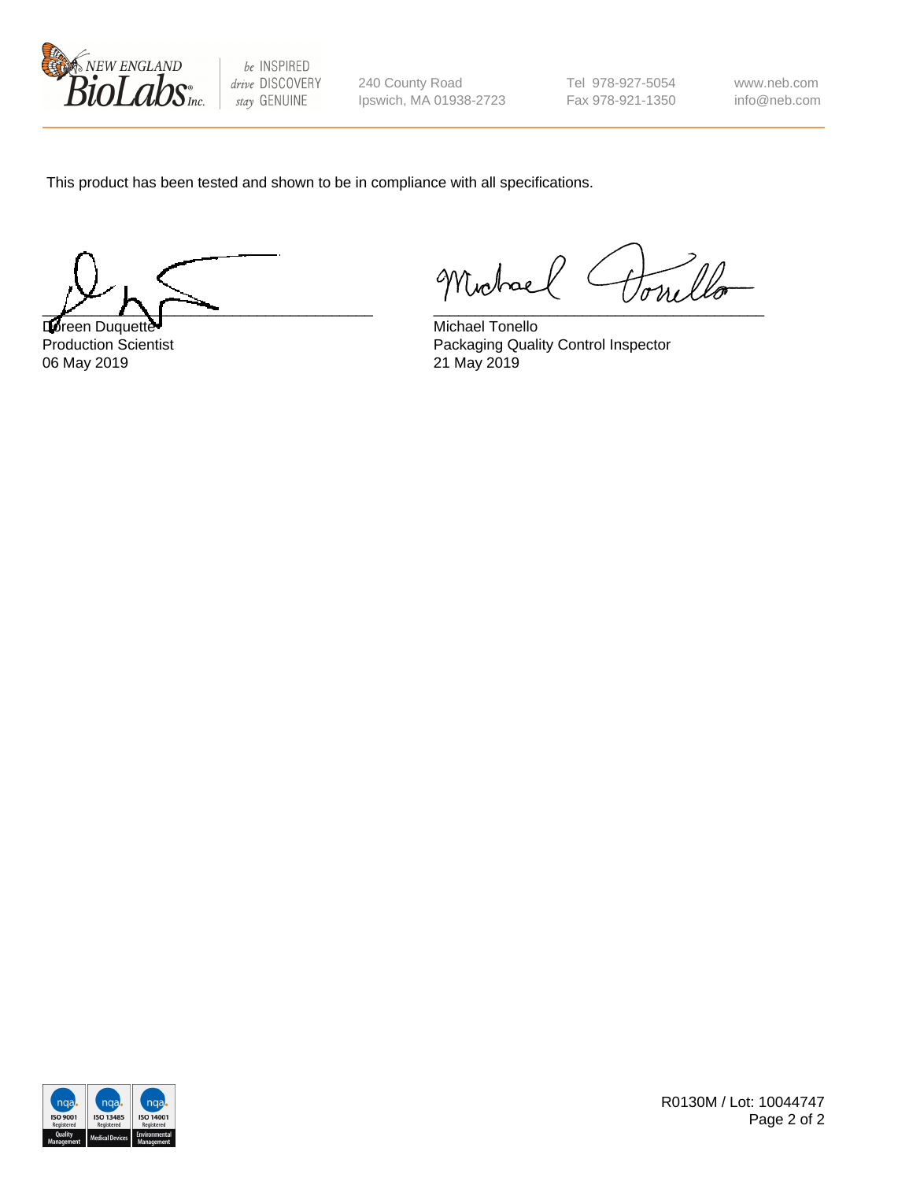This product has been tested and shown to be in compliance with all specifications.

Doreen Duquette
Production Scientist
06 May 2019

Michael Tonello
Packaging Quality Control Inspector
21 May 2019

R0130M / Lot: 10044747